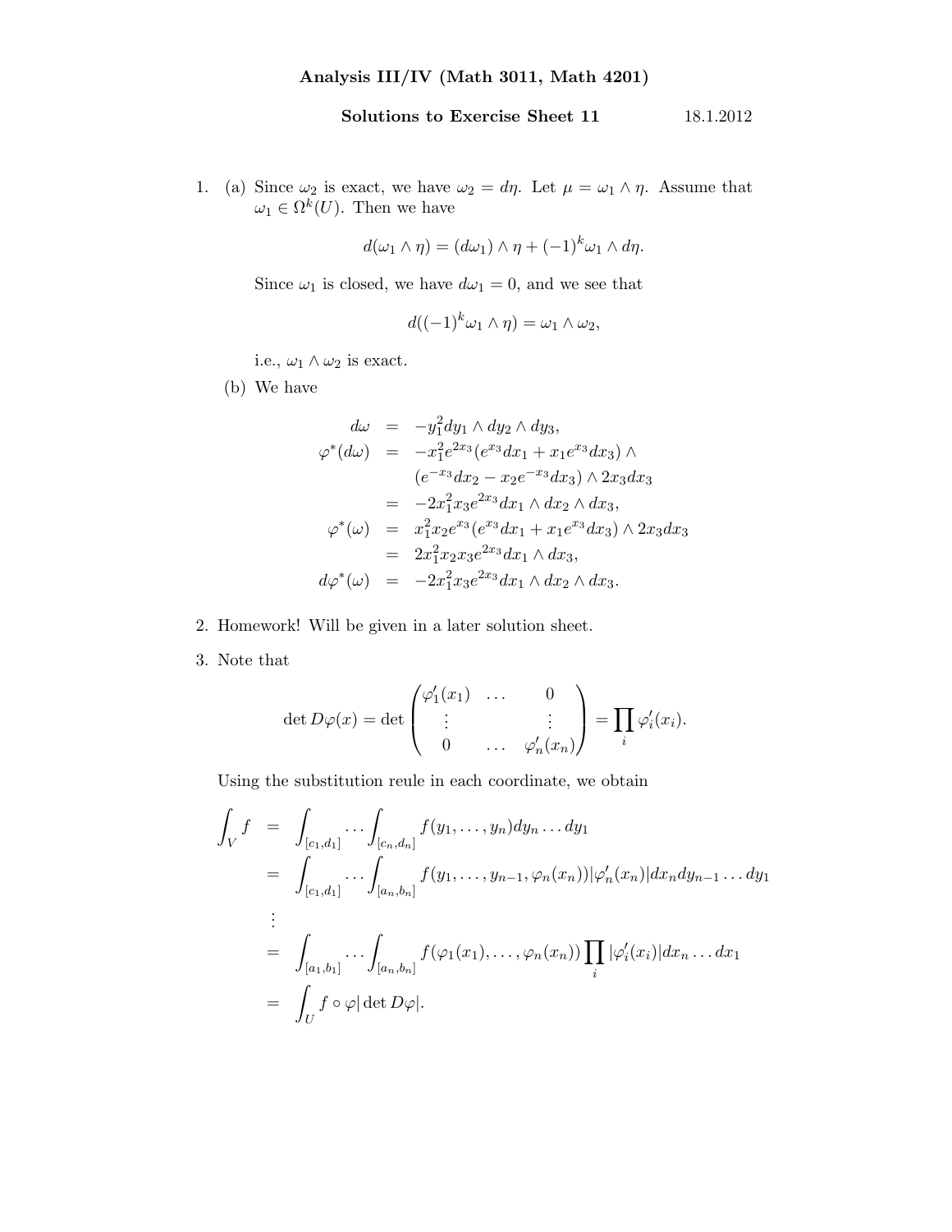# Analysis III/IV (Math 3011, Math 4201)

## Solutions to Exercise Sheet 11 — 18.1.2012

1. (a) Since $\omega_2$ is exact, we have $\omega_2 = d\eta$. Let $\mu = \omega_1 \wedge \eta$. Assume that $\omega_1 \in \Omega^k(U)$. Then we have

$$d(\omega_1 \wedge \eta) = (d\omega_1) \wedge \eta + (-1)^k \omega_1 \wedge d\eta.$$

Since $\omega_1$ is closed, we have $d\omega_1 = 0$, and we see that

$$d((-1)^k \omega_1 \wedge \eta) = \omega_1 \wedge \omega_2,$$

i.e., $\omega_1 \wedge \omega_2$ is exact.

(b) We have

$$\begin{aligned}
d\omega &= -y_1^2 dy_1 \wedge dy_2 \wedge dy_3, \\
\varphi^*(d\omega) &= -x_1^2 e^{2x_3}(e^{x_3}dx_1 + x_1 e^{x_3} dx_3) \wedge \\
&\quad (e^{-x_3}dx_2 - x_2 e^{-x_3} dx_3) \wedge 2x_3 dx_3 \\
&= -2x_1^2 x_3 e^{2x_3} dx_1 \wedge dx_2 \wedge dx_3, \\
\varphi^*(\omega) &= x_1^2 x_2 e^{x_3}(e^{x_3}dx_1 + x_1 e^{x_3} dx_3) \wedge 2x_3 dx_3 \\
&= 2x_1^2 x_2 x_3 e^{2x_3} dx_1 \wedge dx_3, \\
d\varphi^*(\omega) &= -2x_1^2 x_3 e^{2x_3} dx_1 \wedge dx_2 \wedge dx_3.
\end{aligned}$$

2. Homework! Will be given in a later solution sheet.

3. Note that

$$\det D\varphi(x) = \det \begin{pmatrix} \varphi_1'(x_1) & \dots & 0 \\ \vdots & & \vdots \\ 0 & \dots & \varphi_n'(x_n) \end{pmatrix} = \prod_i \varphi_i'(x_i).$$

Using the substitution reule in each coordinate, we obtain

$$\begin{aligned}
\int_V f &= \int_{[c_1,d_1]} \dots \int_{[c_n,d_n]} f(y_1, \dots, y_n) dy_n \dots dy_1 \\
&= \int_{[c_1,d_1]} \dots \int_{[a_n,b_n]} f(y_1, \dots, y_{n-1}, \varphi_n(x_n)) |\varphi_n'(x_n)| dx_n dy_{n-1} \dots dy_1 \\
&\vdots \\
&= \int_{[a_1,b_1]} \dots \int_{[a_n,b_n]} f(\varphi_1(x_1), \dots, \varphi_n(x_n)) \prod_i |\varphi_i'(x_i)| dx_n \dots dx_1 \\
&= \int_U f \circ \varphi |\det D\varphi|.
\end{aligned}$$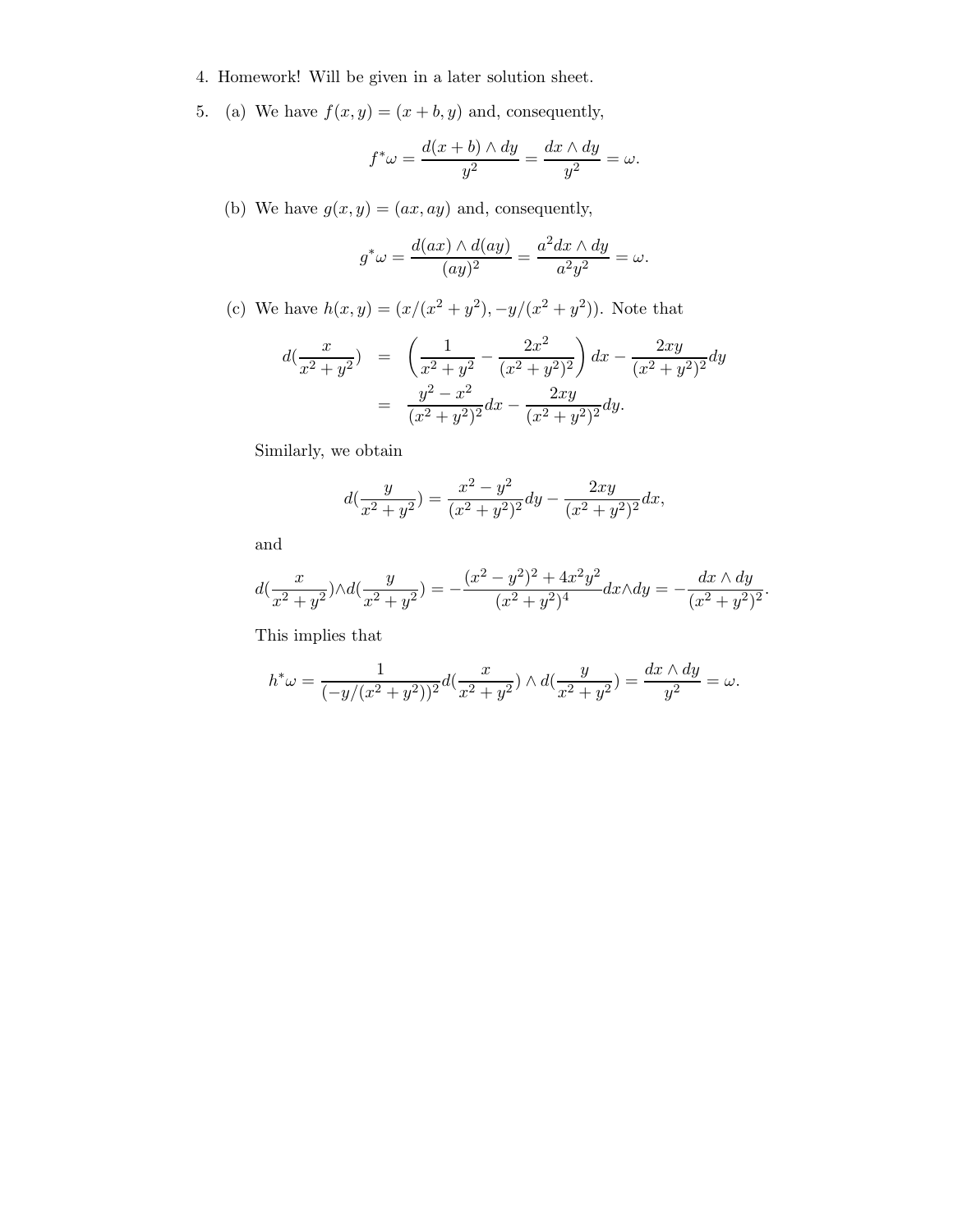4. Homework! Will be given in a later solution sheet.

5. (a) We have $f(x, y) = (x + b, y)$ and, consequently,

$$f^*\omega = \frac{d(x+b) \wedge dy}{y^2} = \frac{dx \wedge dy}{y^2} = \omega.$$

(b) We have $g(x, y) = (ax, ay)$ and, consequently,

$$g^*\omega = \frac{d(ax) \wedge d(ay)}{(ay)^2} = \frac{a^2 dx \wedge dy}{a^2 y^2} = \omega.$$

(c) We have $h(x, y) = (x/(x^2 + y^2), -y/(x^2 + y^2))$. Note that

$$\begin{aligned} d(\frac{x}{x^2+y^2}) &= \left(\frac{1}{x^2+y^2} - \frac{2x^2}{(x^2+y^2)^2}\right) dx - \frac{2xy}{(x^2+y^2)^2} dy \\ &= \frac{y^2 - x^2}{(x^2+y^2)^2} dx - \frac{2xy}{(x^2+y^2)^2} dy. \end{aligned}$$

Similarly, we obtain

$$d(\frac{y}{x^2+y^2}) = \frac{x^2 - y^2}{(x^2+y^2)^2} dy - \frac{2xy}{(x^2+y^2)^2} dx,$$

and

$$d(\frac{x}{x^2+y^2}) \wedge d(\frac{y}{x^2+y^2}) = -\frac{(x^2-y^2)^2 + 4x^2y^2}{(x^2+y^2)^4} dx \wedge dy = -\frac{dx \wedge dy}{(x^2+y^2)^2}.$$

This implies that

$$h^*\omega = \frac{1}{(-y/(x^2+y^2))^2} d(\frac{x}{x^2+y^2}) \wedge d(\frac{y}{x^2+y^2}) = \frac{dx \wedge dy}{y^2} = \omega.$$